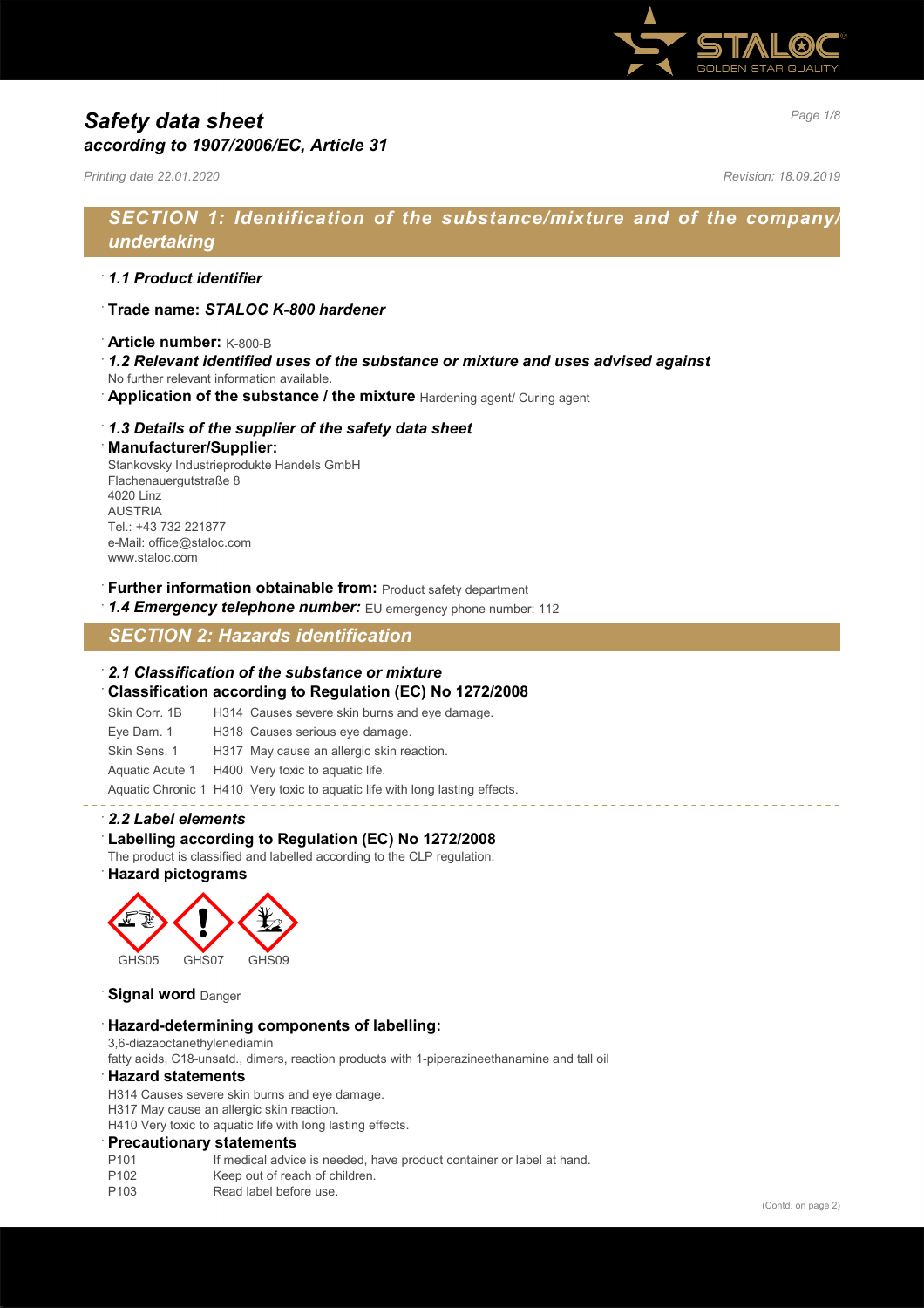# Safety data sheet
## according to 1907/2006/EC, Article 31

*Printing date 22.01.2020* *Revision: 18.09.2019*

## SECTION 1: Identification of the substance/mixture and of the company/ undertaking

· ***1.1 Product identifier***

· **Trade name:** ***STALOC K-800 hardener***

· **Article number:** K-800-B

· ***1.2 Relevant identified uses of the substance or mixture and uses advised against***
No further relevant information available.

· **Application of the substance / the mixture** Hardening agent/ Curing agent

· ***1.3 Details of the supplier of the safety data sheet***

· **Manufacturer/Supplier:**
Stankovsky Industrieprodukte Handels GmbH
Flachenauergutstraße 8
4020 Linz
AUSTRIA
Tel.: +43 732 221877
e-Mail: office@staloc.com
www.staloc.com

· **Further information obtainable from:** Product safety department

· ***1.4 Emergency telephone number:*** EU emergency phone number: 112

## SECTION 2: Hazards identification

· ***2.1 Classification of the substance or mixture***

· **Classification according to Regulation (EC) No 1272/2008**

| | |
|---|---|
| Skin Corr. 1B | H314 Causes severe skin burns and eye damage. |
| Eye Dam. 1 | H318 Causes serious eye damage. |
| Skin Sens. 1 | H317 May cause an allergic skin reaction. |
| Aquatic Acute 1 | H400 Very toxic to aquatic life. |
| Aquatic Chronic 1 | H410 Very toxic to aquatic life with long lasting effects. |

· ***2.2 Label elements***

· **Labelling according to Regulation (EC) No 1272/2008**
The product is classified and labelled according to the CLP regulation.

· **Hazard pictograms**

GHS05 GHS07 GHS09

· **Signal word** Danger

· **Hazard-determining components of labelling:**
3,6-diazaoctanethylenediamin
fatty acids, C18-unsatd., dimers, reaction products with 1-piperazineethanamine and tall oil

· **Hazard statements**
H314 Causes severe skin burns and eye damage.
H317 May cause an allergic skin reaction.
H410 Very toxic to aquatic life with long lasting effects.

· **Precautionary statements**

| | |
|---|---|
| P101 | If medical advice is needed, have product container or label at hand. |
| P102 | Keep out of reach of children. |
| P103 | Read label before use. |

(Contd. on page 2)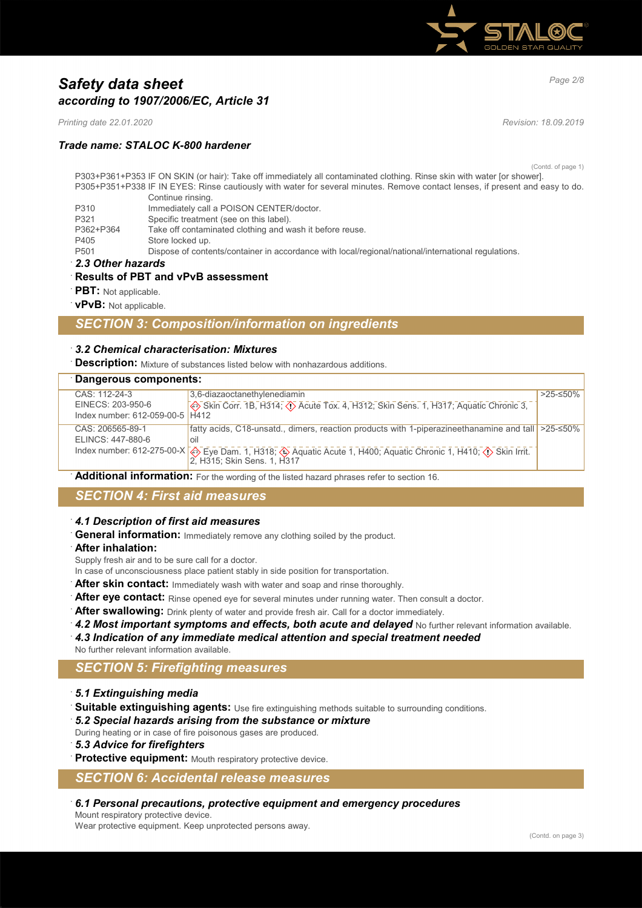# Safety data sheet
## according to 1907/2006/EC, Article 31

*Printing date 22.01.2020* *Revision: 18.09.2019*

### Trade name: STALOC K-800 hardener

(Contd. of page 1)

P303+P361+P353 IF ON SKIN (or hair): Take off immediately all contaminated clothing. Rinse skin with water [or shower].
P305+P351+P338 IF IN EYES: Rinse cautiously with water for several minutes. Remove contact lenses, if present and easy to do. Continue rinsing.
P310 Immediately call a POISON CENTER/doctor.
P321 Specific treatment (see on this label).
P362+P364 Take off contaminated clothing and wash it before reuse.
P405 Store locked up.
P501 Dispose of contents/container in accordance with local/regional/national/international regulations.

### 2.3 Other hazards

**Results of PBT and vPvB assessment**

**PBT:** Not applicable.

**vPvB:** Not applicable.

## SECTION 3: Composition/information on ingredients

### 3.2 Chemical characterisation: Mixtures

**Description:** Mixture of substances listed below with nonhazardous additions.

| Dangerous components: | | |
|---|---|---|
| CAS: 112-24-3<br>EINECS: 203-950-6<br>Index number: 612-059-00-5 | 3,6-diazaoctanethylenediamin<br>Skin Corr. 1B, H314; Acute Tox. 4, H312; Skin Sens. 1, H317; Aquatic Chronic 3, H412 | >25-≤50% |
| CAS: 206565-89-1<br>ELINCS: 447-880-6<br>Index number: 612-275-00-X | fatty acids, C18-unsatd., dimers, reaction products with 1-piperazineethanamine and tall oil<br>Eye Dam. 1, H318; Aquatic Acute 1, H400; Aquatic Chronic 1, H410; Skin Irrit. 2, H315; Skin Sens. 1, H317 | >25-≤50% |

**Additional information:** For the wording of the listed hazard phrases refer to section 16.

## SECTION 4: First aid measures

### 4.1 Description of first aid measures

**General information:** Immediately remove any clothing soiled by the product.

**After inhalation:**
Supply fresh air and to be sure call for a doctor.
In case of unconsciousness place patient stably in side position for transportation.

**After skin contact:** Immediately wash with water and soap and rinse thoroughly.

**After eye contact:** Rinse opened eye for several minutes under running water. Then consult a doctor.

**After swallowing:** Drink plenty of water and provide fresh air. Call for a doctor immediately.

***4.2 Most important symptoms and effects, both acute and delayed*** No further relevant information available.

### 4.3 Indication of any immediate medical attention and special treatment needed

No further relevant information available.

## SECTION 5: Firefighting measures

### 5.1 Extinguishing media

**Suitable extinguishing agents:** Use fire extinguishing methods suitable to surrounding conditions.

### 5.2 Special hazards arising from the substance or mixture

During heating or in case of fire poisonous gases are produced.

### 5.3 Advice for firefighters

**Protective equipment:** Mouth respiratory protective device.

## SECTION 6: Accidental release measures

### 6.1 Personal precautions, protective equipment and emergency procedures

Mount respiratory protective device.
Wear protective equipment. Keep unprotected persons away.

(Contd. on page 3)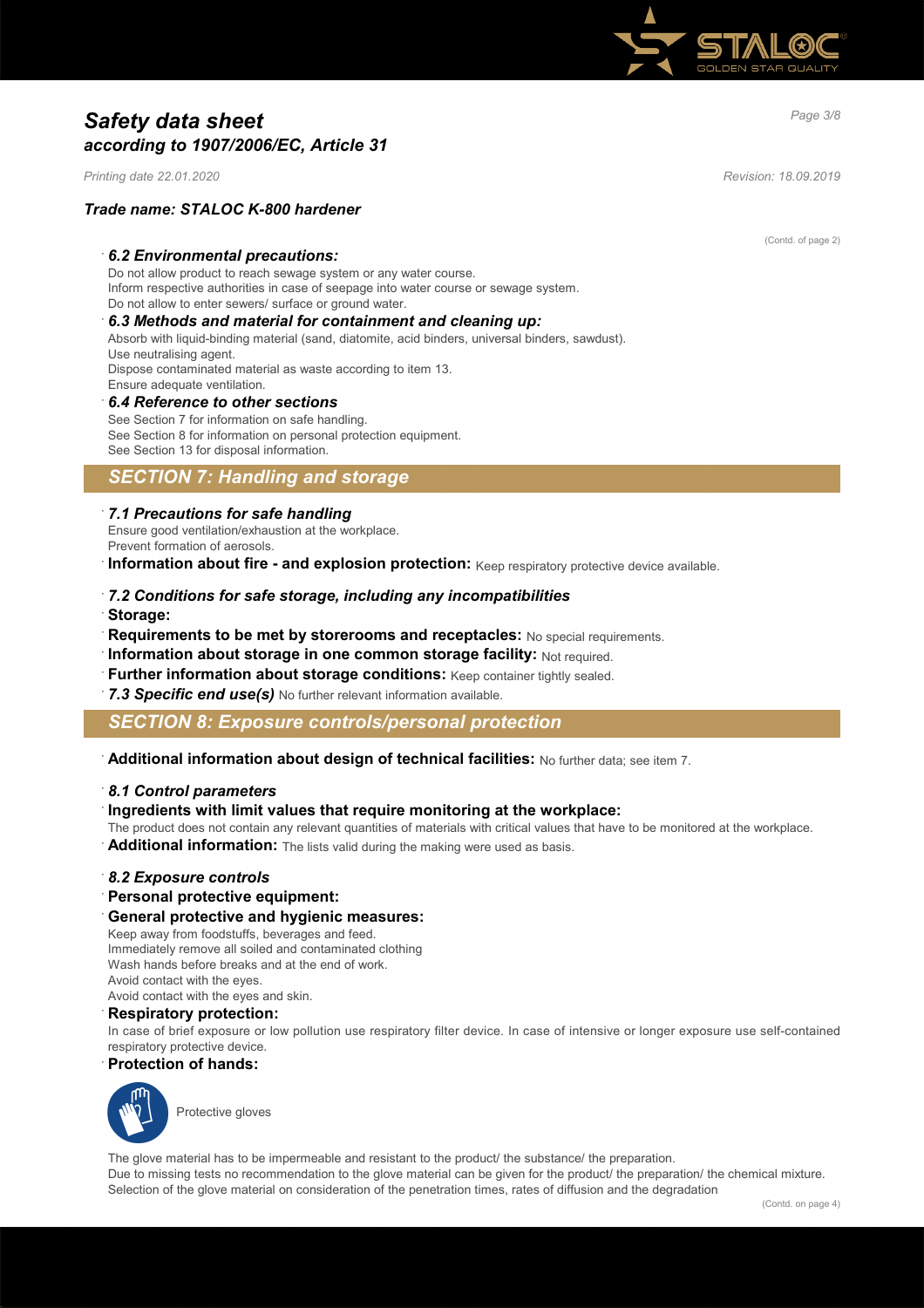# Safety data sheet
## according to 1907/2006/EC, Article 31

*Printing date 22.01.2020* *Revision: 18.09.2019*

### Trade name: STALOC K-800 hardener

(Contd. of page 2)

#### 6.2 Environmental precautions:
Do not allow product to reach sewage system or any water course.
Inform respective authorities in case of seepage into water course or sewage system.
Do not allow to enter sewers/ surface or ground water.

#### 6.3 Methods and material for containment and cleaning up:
Absorb with liquid-binding material (sand, diatomite, acid binders, universal binders, sawdust).
Use neutralising agent.
Dispose contaminated material as waste according to item 13.
Ensure adequate ventilation.

#### 6.4 Reference to other sections
See Section 7 for information on safe handling.
See Section 8 for information on personal protection equipment.
See Section 13 for disposal information.

## SECTION 7: Handling and storage

#### 7.1 Precautions for safe handling
Ensure good ventilation/exhaustion at the workplace.
Prevent formation of aerosols.

**Information about fire - and explosion protection:** Keep respiratory protective device available.

#### 7.2 Conditions for safe storage, including any incompatibilities

**Storage:**

**Requirements to be met by storerooms and receptacles:** No special requirements.

**Information about storage in one common storage facility:** Not required.

**Further information about storage conditions:** Keep container tightly sealed.

***7.3 Specific end use(s)*** No further relevant information available.

## SECTION 8: Exposure controls/personal protection

**Additional information about design of technical facilities:** No further data; see item 7.

#### 8.1 Control parameters

**Ingredients with limit values that require monitoring at the workplace:**
The product does not contain any relevant quantities of materials with critical values that have to be monitored at the workplace.

**Additional information:** The lists valid during the making were used as basis.

#### 8.2 Exposure controls

**Personal protective equipment:**

**General protective and hygienic measures:**
Keep away from foodstuffs, beverages and feed.
Immediately remove all soiled and contaminated clothing
Wash hands before breaks and at the end of work.
Avoid contact with the eyes.
Avoid contact with the eyes and skin.

**Respiratory protection:**
In case of brief exposure or low pollution use respiratory filter device. In case of intensive or longer exposure use self-contained respiratory protective device.

**Protection of hands:**

Protective gloves

The glove material has to be impermeable and resistant to the product/ the substance/ the preparation.
Due to missing tests no recommendation to the glove material can be given for the product/ the preparation/ the chemical mixture.
Selection of the glove material on consideration of the penetration times, rates of diffusion and the degradation

(Contd. on page 4)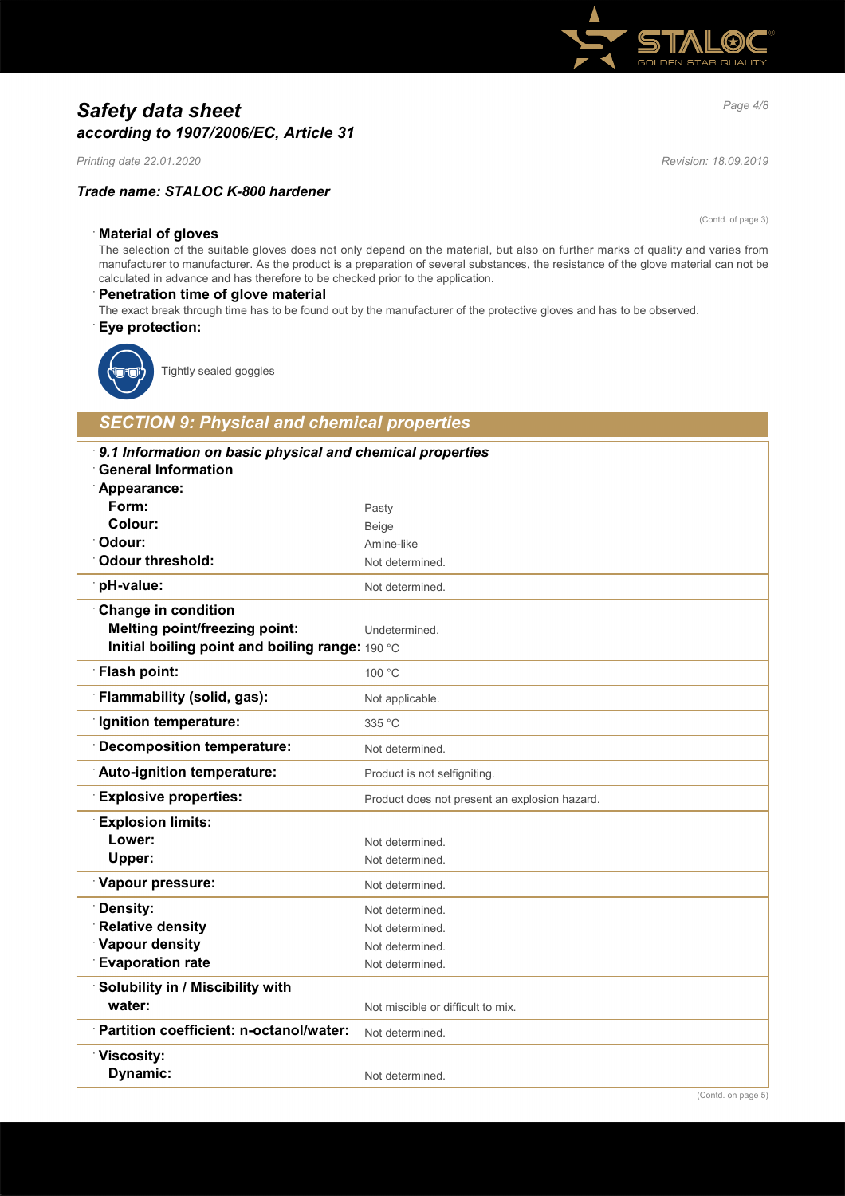*(Contd. of page 3)*

**Material of gloves**

The selection of the suitable gloves does not only depend on the material, but also on further marks of quality and varies from manufacturer to manufacturer. As the product is a preparation of several substances, the resistance of the glove material can not be calculated in advance and has therefore to be checked prior to the application.

**Penetration time of glove material**

The exact break through time has to be found out by the manufacturer of the protective gloves and has to be observed.

**Eye protection:**

Tightly sealed goggles

## SECTION 9: Physical and chemical properties

***9.1 Information on basic physical and chemical properties***

| | |
|---|---|
| **General Information** | |
| **Appearance:** | |
| **Form:** | Pasty |
| **Colour:** | Beige |
| **Odour:** | Amine-like |
| **Odour threshold:** | Not determined. |
| **pH-value:** | Not determined. |
| **Change in condition** | |
| **Melting point/freezing point:** | Undetermined. |
| **Initial boiling point and boiling range:** | 190 °C |
| **Flash point:** | 100 °C |
| **Flammability (solid, gas):** | Not applicable. |
| **Ignition temperature:** | 335 °C |
| **Decomposition temperature:** | Not determined. |
| **Auto-ignition temperature:** | Product is not selfigniting. |
| **Explosive properties:** | Product does not present an explosion hazard. |
| **Explosion limits:** | |
| **Lower:** | Not determined. |
| **Upper:** | Not determined. |
| **Vapour pressure:** | Not determined. |
| **Density:** | Not determined. |
| **Relative density** | Not determined. |
| **Vapour density** | Not determined. |
| **Evaporation rate** | Not determined. |
| **Solubility in / Miscibility with water:** | Not miscible or difficult to mix. |
| **Partition coefficient: n-octanol/water:** | Not determined. |
| **Viscosity:** | |
| **Dynamic:** | Not determined. |

*(Contd. on page 5)*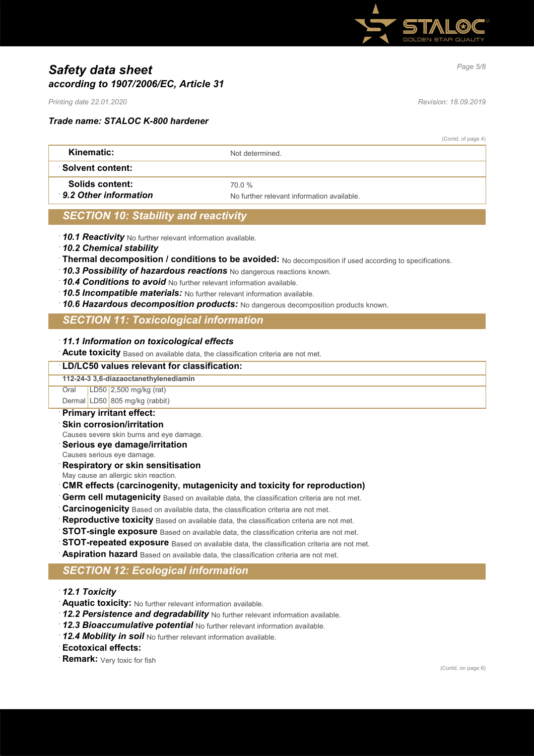(Contd. of page 4)

| | |
|---|---|
| **Kinematic:** | Not determined. |
| **Solvent content:** | |
| **Solids content:** | 70.0 % |
| ***9.2 Other information*** | No further relevant information available. |

## SECTION 10: Stability and reactivity

- ***10.1 Reactivity*** No further relevant information available.
- ***10.2 Chemical stability***
- **Thermal decomposition / conditions to be avoided:** No decomposition if used according to specifications.
- ***10.3 Possibility of hazardous reactions*** No dangerous reactions known.
- ***10.4 Conditions to avoid*** No further relevant information available.
- ***10.5 Incompatible materials:*** No further relevant information available.
- ***10.6 Hazardous decomposition products:*** No dangerous decomposition products known.

## SECTION 11: Toxicological information

- ***11.1 Information on toxicological effects***
- **Acute toxicity** Based on available data, the classification criteria are not met.

| LD/LC50 values relevant for classification: | | |
|---|---|---|
| **112-24-3 3,6-diazaoctanethylenediamin** | | |
| Oral | LD50 | 2,500 mg/kg (rat) |
| Dermal | LD50 | 805 mg/kg (rabbit) |

- **Primary irritant effect:**
- **Skin corrosion/irritation**
  Causes severe skin burns and eye damage.
- **Serious eye damage/irritation**
  Causes serious eye damage.
- **Respiratory or skin sensitisation**
  May cause an allergic skin reaction.
- **CMR effects (carcinogenity, mutagenicity and toxicity for reproduction)**
- **Germ cell mutagenicity** Based on available data, the classification criteria are not met.
- **Carcinogenicity** Based on available data, the classification criteria are not met.
- **Reproductive toxicity** Based on available data, the classification criteria are not met.
- **STOT-single exposure** Based on available data, the classification criteria are not met.
- **STOT-repeated exposure** Based on available data, the classification criteria are not met.
- **Aspiration hazard** Based on available data, the classification criteria are not met.

## SECTION 12: Ecological information

- ***12.1 Toxicity***
- **Aquatic toxicity:** No further relevant information available.
- ***12.2 Persistence and degradability*** No further relevant information available.
- ***12.3 Bioaccumulative potential*** No further relevant information available.
- ***12.4 Mobility in soil*** No further relevant information available.
- **Ecotoxical effects:**
- **Remark:** Very toxic for fish

(Contd. on page 6)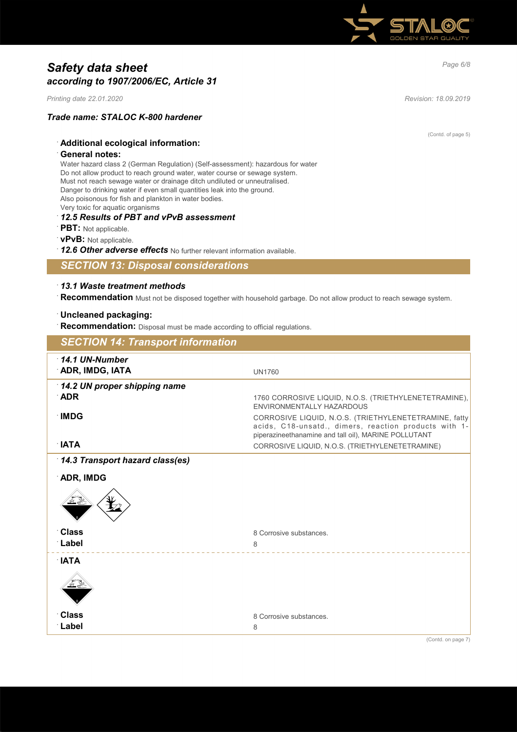# Safety data sheet
## according to 1907/2006/EC, Article 31

Printing date 22.01.2020 Revision: 18.09.2019

### Trade name: STALOC K-800 hardener

(Contd. of page 5)

· **Additional ecological information:**

· **General notes:**

Water hazard class 2 (German Regulation) (Self-assessment): hazardous for water
Do not allow product to reach ground water, water course or sewage system.
Must not reach sewage water or drainage ditch undiluted or unneutralised.
Danger to drinking water if even small quantities leak into the ground.
Also poisonous for fish and plankton in water bodies.
Very toxic for aquatic organisms

· ***12.5 Results of PBT and vPvB assessment***

· **PBT:** Not applicable.

· **vPvB:** Not applicable.

· ***12.6 Other adverse effects*** No further relevant information available.

## SECTION 13: Disposal considerations

· ***13.1 Waste treatment methods***

· **Recommendation** Must not be disposed together with household garbage. Do not allow product to reach sewage system.

· **Uncleaned packaging:**

· **Recommendation:** Disposal must be made according to official regulations.

## SECTION 14: Transport information

| | |
|---|---|
| · ***14.1 UN-Number*** | |
| · **ADR, IMDG, IATA** | UN1760 |
| · ***14.2 UN proper shipping name*** | |
| · **ADR** | 1760 CORROSIVE LIQUID, N.O.S. (TRIETHYLENETETRAMINE), ENVIRONMENTALLY HAZARDOUS |
| · **IMDG** | CORROSIVE LIQUID, N.O.S. (TRIETHYLENETETRAMINE, fatty acids, C18-unsatd., dimers, reaction products with 1-piperazineethanamine and tall oil), MARINE POLLUTANT |
| · **IATA** | CORROSIVE LIQUID, N.O.S. (TRIETHYLENETETRAMINE) |
| · ***14.3 Transport hazard class(es)*** | |
| · **ADR, IMDG** | |
| · **Class** | 8 Corrosive substances. |
| · **Label** | 8 |
| · **IATA** | |
| · **Class** | 8 Corrosive substances. |
| · **Label** | 8 |

(Contd. on page 7)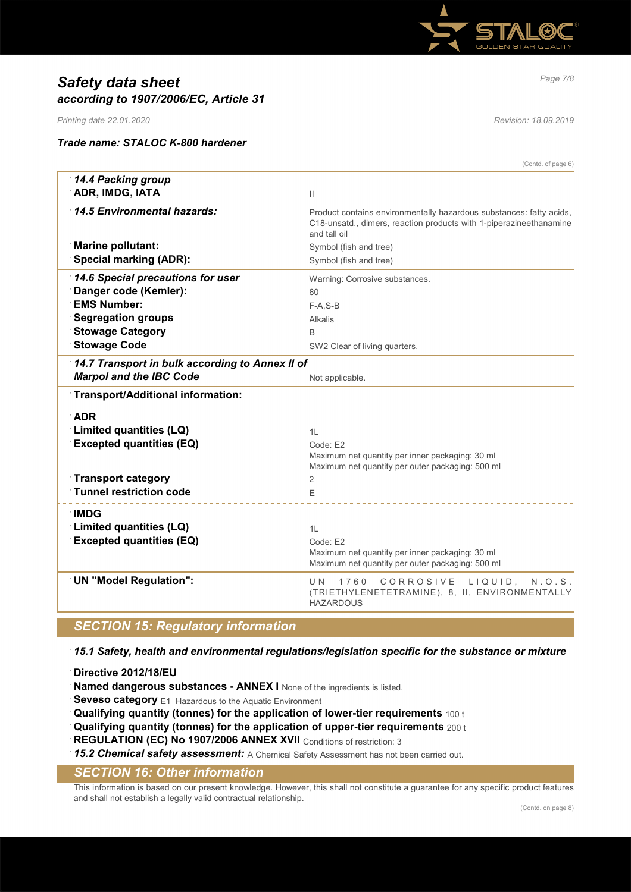# Safety data sheet
## according to 1907/2006/EC, Article 31

*Printing date 22.01.2020* *Revision: 18.09.2019*

***Trade name: STALOC K-800 hardener***

(Contd. of page 6)

| | |
|---|---|
| ***14.4 Packing group*** | |
| **ADR, IMDG, IATA** | II |
| ***14.5 Environmental hazards:*** | Product contains environmentally hazardous substances: fatty acids, C18-unsatd., dimers, reaction products with 1-piperazineethanamine and tall oil |
| **Marine pollutant:** | Symbol (fish and tree) |
| **Special marking (ADR):** | Symbol (fish and tree) |
| ***14.6 Special precautions for user*** | Warning: Corrosive substances. |
| **Danger code (Kemler):** | 80 |
| **EMS Number:** | F-A,S-B |
| **Segregation groups** | Alkalis |
| **Stowage Category** | B |
| **Stowage Code** | SW2 Clear of living quarters. |
| ***14.7 Transport in bulk according to Annex II of Marpol and the IBC Code*** | Not applicable. |
| **Transport/Additional information:** | |
| **ADR** | |
| **Limited quantities (LQ)** | 1L |
| **Excepted quantities (EQ)** | Code: E2<br>Maximum net quantity per inner packaging: 30 ml<br>Maximum net quantity per outer packaging: 500 ml |
| **Transport category** | 2 |
| **Tunnel restriction code** | E |
| **IMDG** | |
| **Limited quantities (LQ)** | 1L |
| **Excepted quantities (EQ)** | Code: E2<br>Maximum net quantity per inner packaging: 30 ml<br>Maximum net quantity per outer packaging: 500 ml |
| **UN "Model Regulation":** | UN 1760 CORROSIVE LIQUID, N.O.S. (TRIETHYLENETETRAMINE), 8, II, ENVIRONMENTALLY HAZARDOUS |

## SECTION 15: Regulatory information

***15.1 Safety, health and environmental regulations/legislation specific for the substance or mixture***

**Directive 2012/18/EU**

**Named dangerous substances - ANNEX I** None of the ingredients is listed.

**Seveso category** E1 Hazardous to the Aquatic Environment

**Qualifying quantity (tonnes) for the application of lower-tier requirements** 100 t

**Qualifying quantity (tonnes) for the application of upper-tier requirements** 200 t

**REGULATION (EC) No 1907/2006 ANNEX XVII** Conditions of restriction: 3

***15.2 Chemical safety assessment:*** A Chemical Safety Assessment has not been carried out.

## SECTION 16: Other information

This information is based on our present knowledge. However, this shall not constitute a guarantee for any specific product features and shall not establish a legally valid contractual relationship.

(Contd. on page 8)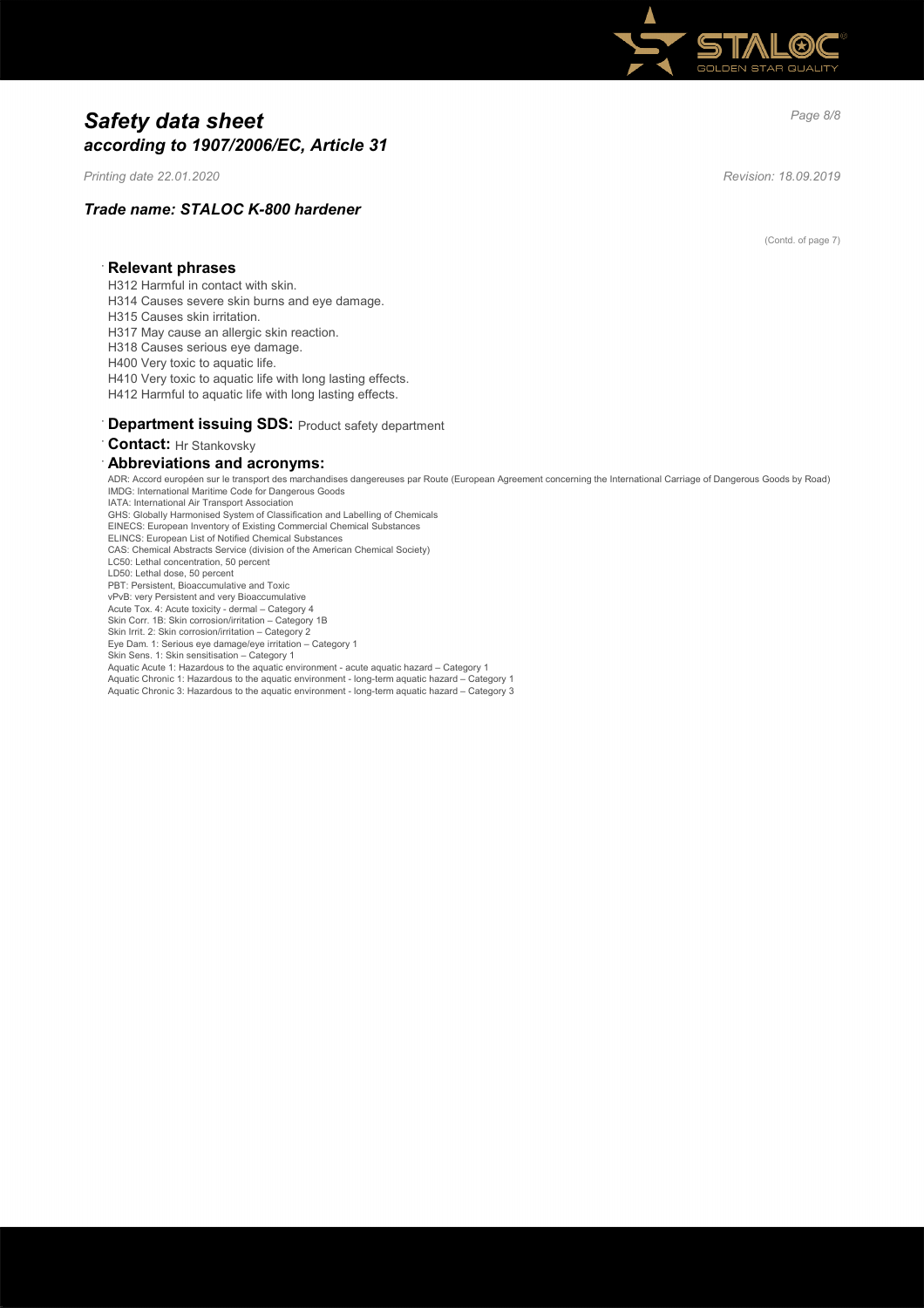# Safety data sheet
## according to 1907/2006/EC, Article 31

*Printing date 22.01.2020* *Revision: 18.09.2019*

### Trade name: STALOC K-800 hardener

(Contd. of page 7)

· **Relevant phrases**

H312 Harmful in contact with skin.
H314 Causes severe skin burns and eye damage.
H315 Causes skin irritation.
H317 May cause an allergic skin reaction.
H318 Causes serious eye damage.
H400 Very toxic to aquatic life.
H410 Very toxic to aquatic life with long lasting effects.
H412 Harmful to aquatic life with long lasting effects.

· **Department issuing SDS:** Product safety department

· **Contact:** Hr Stankovsky

· **Abbreviations and acronyms:**

ADR: Accord européen sur le transport des marchandises dangereuses par Route (European Agreement concerning the International Carriage of Dangerous Goods by Road)
IMDG: International Maritime Code for Dangerous Goods
IATA: International Air Transport Association
GHS: Globally Harmonised System of Classification and Labelling of Chemicals
EINECS: European Inventory of Existing Commercial Chemical Substances
ELINCS: European List of Notified Chemical Substances
CAS: Chemical Abstracts Service (division of the American Chemical Society)
LC50: Lethal concentration, 50 percent
LD50: Lethal dose, 50 percent
PBT: Persistent, Bioaccumulative and Toxic
vPvB: very Persistent and very Bioaccumulative
Acute Tox. 4: Acute toxicity - dermal – Category 4
Skin Corr. 1B: Skin corrosion/irritation – Category 1B
Skin Irrit. 2: Skin corrosion/irritation – Category 2
Eye Dam. 1: Serious eye damage/eye irritation – Category 1
Skin Sens. 1: Skin sensitisation – Category 1
Aquatic Acute 1: Hazardous to the aquatic environment - acute aquatic hazard – Category 1
Aquatic Chronic 1: Hazardous to the aquatic environment - long-term aquatic hazard – Category 1
Aquatic Chronic 3: Hazardous to the aquatic environment - long-term aquatic hazard – Category 3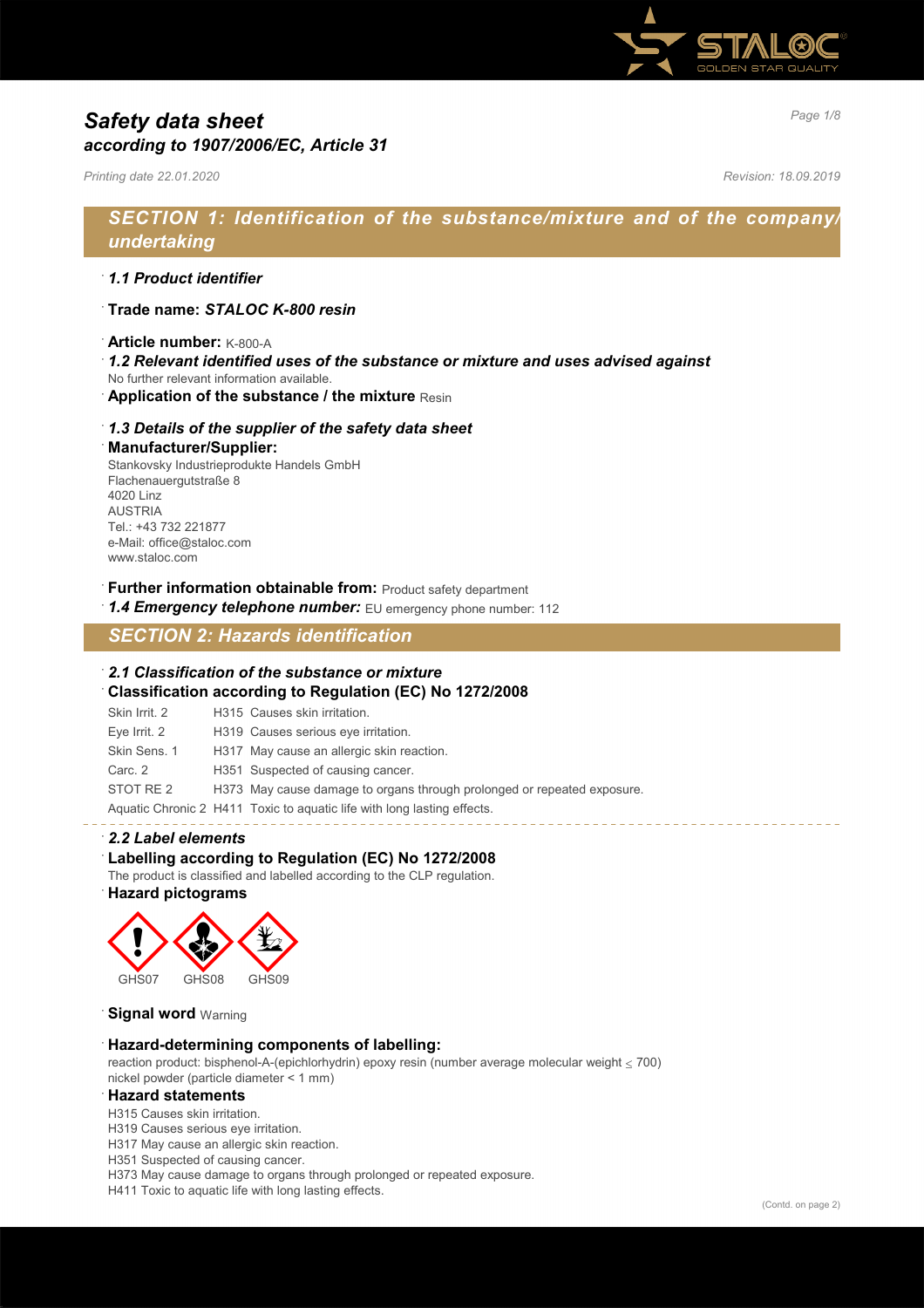# Safety data sheet
## *according to 1907/2006/EC, Article 31*

*Printing date 22.01.2020* *Revision: 18.09.2019*

## *SECTION 1: Identification of the substance/mixture and of the company/undertaking*

· ***1.1 Product identifier***

· **Trade name:** ***STALOC K-800 resin***

· **Article number:** K-800-A

· ***1.2 Relevant identified uses of the substance or mixture and uses advised against***
No further relevant information available.

· **Application of the substance / the mixture** Resin

· ***1.3 Details of the supplier of the safety data sheet***

· **Manufacturer/Supplier:**
Stankovsky Industrieprodukte Handels GmbH
Flachenauergutstraße 8
4020 Linz
AUSTRIA
Tel.: +43 732 221877
e-Mail: office@staloc.com
www.staloc.com

· **Further information obtainable from:** Product safety department

· ***1.4 Emergency telephone number:*** EU emergency phone number: 112

## *SECTION 2: Hazards identification*

· ***2.1 Classification of the substance or mixture***

· **Classification according to Regulation (EC) No 1272/2008**

| | |
|---|---|
| Skin Irrit. 2 | H315 Causes skin irritation. |
| Eye Irrit. 2 | H319 Causes serious eye irritation. |
| Skin Sens. 1 | H317 May cause an allergic skin reaction. |
| Carc. 2 | H351 Suspected of causing cancer. |
| STOT RE 2 | H373 May cause damage to organs through prolonged or repeated exposure. |
| Aquatic Chronic 2 | H411 Toxic to aquatic life with long lasting effects. |

· ***2.2 Label elements***

· **Labelling according to Regulation (EC) No 1272/2008**
The product is classified and labelled according to the CLP regulation.

· **Hazard pictograms**

GHS07 GHS08 GHS09

· **Signal word** Warning

· **Hazard-determining components of labelling:**
reaction product: bisphenol-A-(epichlorhydrin) epoxy resin (number average molecular weight ≤ 700)
nickel powder (particle diameter < 1 mm)

· **Hazard statements**
H315 Causes skin irritation.
H319 Causes serious eye irritation.
H317 May cause an allergic skin reaction.
H351 Suspected of causing cancer.
H373 May cause damage to organs through prolonged or repeated exposure.
H411 Toxic to aquatic life with long lasting effects.

(Contd. on page 2)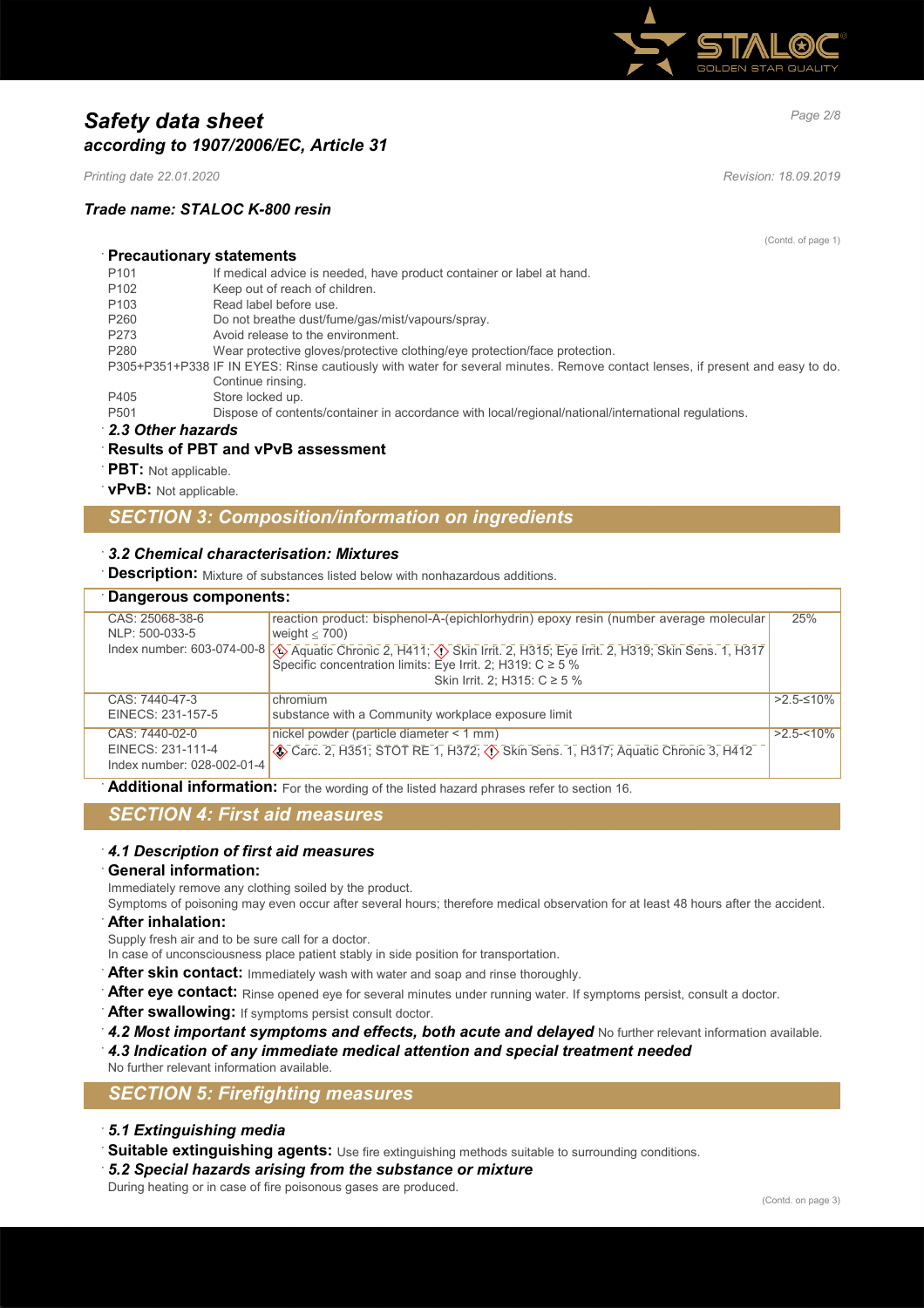# Safety data sheet
## according to 1907/2006/EC, Article 31

*Printing date 22.01.2020* *Revision: 18.09.2019*

### Trade name: STALOC K-800 resin

(Contd. of page 1)

**Precautionary statements**

| | |
|---|---|
| P101 | If medical advice is needed, have product container or label at hand. |
| P102 | Keep out of reach of children. |
| P103 | Read label before use. |
| P260 | Do not breathe dust/fume/gas/mist/vapours/spray. |
| P273 | Avoid release to the environment. |
| P280 | Wear protective gloves/protective clothing/eye protection/face protection. |
| P305+P351+P338 | IF IN EYES: Rinse cautiously with water for several minutes. Remove contact lenses, if present and easy to do. Continue rinsing. |
| P405 | Store locked up. |
| P501 | Dispose of contents/container in accordance with local/regional/national/international regulations. |

***2.3 Other hazards***

**Results of PBT and vPvB assessment**

**PBT:** Not applicable.

**vPvB:** Not applicable.

## SECTION 3: Composition/information on ingredients

***3.2 Chemical characterisation: Mixtures***

**Description:** Mixture of substances listed below with nonhazardous additions.

| Dangerous components: | | |
|---|---|---|
| CAS: 25068-38-6<br>NLP: 500-033-5<br>Index number: 603-074-00-8 | reaction product: bisphenol-A-(epichlorhydrin) epoxy resin (number average molecular weight ≤ 700)<br>Aquatic Chronic 2, H411; Skin Irrit. 2, H315; Eye Irrit. 2, H319; Skin Sens. 1, H317<br>Specific concentration limits: Eye Irrit. 2; H319: C ≥ 5 %<br>Skin Irrit. 2; H315: C ≥ 5 % | 25% |
| CAS: 7440-47-3<br>EINECS: 231-157-5 | chromium<br>substance with a Community workplace exposure limit | >2.5-≤10% |
| CAS: 7440-02-0<br>EINECS: 231-111-4<br>Index number: 028-002-01-4 | nickel powder (particle diameter < 1 mm)<br>Carc. 2, H351; STOT RE 1, H372; Skin Sens. 1, H317; Aquatic Chronic 3, H412 | >2.5-<10% |

**Additional information:** For the wording of the listed hazard phrases refer to section 16.

## SECTION 4: First aid measures

***4.1 Description of first aid measures***

**General information:**

Immediately remove any clothing soiled by the product.

Symptoms of poisoning may even occur after several hours; therefore medical observation for at least 48 hours after the accident.

**After inhalation:**

Supply fresh air and to be sure call for a doctor.

In case of unconsciousness place patient stably in side position for transportation.

**After skin contact:** Immediately wash with water and soap and rinse thoroughly.

**After eye contact:** Rinse opened eye for several minutes under running water. If symptoms persist, consult a doctor.

**After swallowing:** If symptoms persist consult doctor.

***4.2 Most important symptoms and effects, both acute and delayed*** No further relevant information available.

***4.3 Indication of any immediate medical attention and special treatment needed***

No further relevant information available.

## SECTION 5: Firefighting measures

***5.1 Extinguishing media***

**Suitable extinguishing agents:** Use fire extinguishing methods suitable to surrounding conditions.

***5.2 Special hazards arising from the substance or mixture***

During heating or in case of fire poisonous gases are produced.

(Contd. on page 3)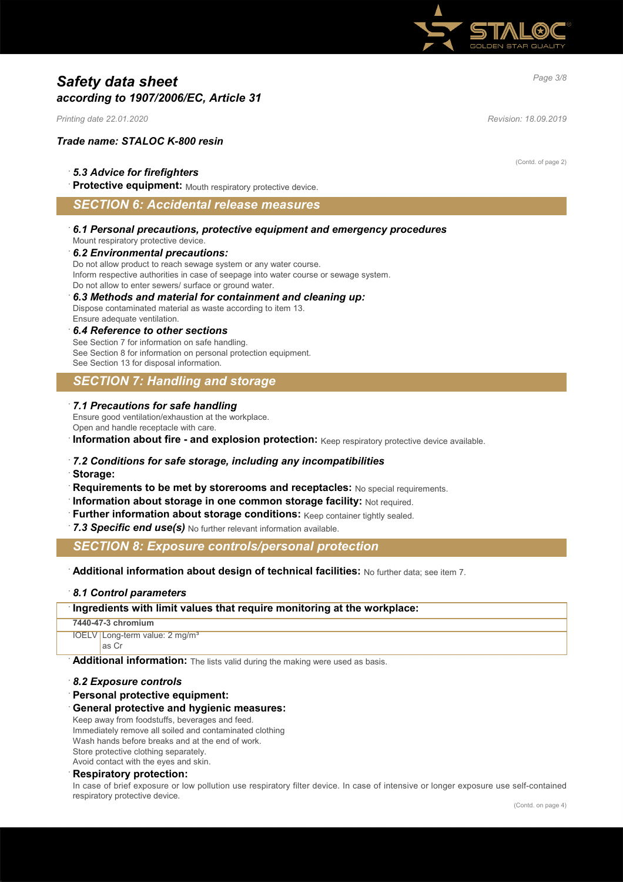# Safety data sheet
## according to 1907/2006/EC, Article 31

*Printing date 22.01.2020* *Revision: 18.09.2019*

### Trade name: STALOC K-800 resin

(Contd. of page 2)

· ***5.3 Advice for firefighters***

· **Protective equipment:** Mouth respiratory protective device.

## SECTION 6: Accidental release measures

· ***6.1 Personal precautions, protective equipment and emergency procedures***
Mount respiratory protective device.

· ***6.2 Environmental precautions:***
Do not allow product to reach sewage system or any water course.
Inform respective authorities in case of seepage into water course or sewage system.
Do not allow to enter sewers/ surface or ground water.

· ***6.3 Methods and material for containment and cleaning up:***
Dispose contaminated material as waste according to item 13.
Ensure adequate ventilation.

· ***6.4 Reference to other sections***
See Section 7 for information on safe handling.
See Section 8 for information on personal protection equipment.
See Section 13 for disposal information.

## SECTION 7: Handling and storage

· ***7.1 Precautions for safe handling***
Ensure good ventilation/exhaustion at the workplace.
Open and handle receptacle with care.

· **Information about fire - and explosion protection:** Keep respiratory protective device available.

· ***7.2 Conditions for safe storage, including any incompatibilities***

· **Storage:**

· **Requirements to be met by storerooms and receptacles:** No special requirements.

· **Information about storage in one common storage facility:** Not required.

· **Further information about storage conditions:** Keep container tightly sealed.

· ***7.3 Specific end use(s)*** No further relevant information available.

## SECTION 8: Exposure controls/personal protection

· **Additional information about design of technical facilities:** No further data; see item 7.

· ***8.1 Control parameters***

| · **Ingredients with limit values that require monitoring at the workplace:** | |
|---|---|
| **7440-47-3 chromium** | |
| IOELV | Long-term value: 2 mg/m³ as Cr |

· **Additional information:** The lists valid during the making were used as basis.

· ***8.2 Exposure controls***

· **Personal protective equipment:**

· **General protective and hygienic measures:**
Keep away from foodstuffs, beverages and feed.
Immediately remove all soiled and contaminated clothing
Wash hands before breaks and at the end of work.
Store protective clothing separately.
Avoid contact with the eyes and skin.

· **Respiratory protection:**
In case of brief exposure or low pollution use respiratory filter device. In case of intensive or longer exposure use self-contained respiratory protective device.

(Contd. on page 4)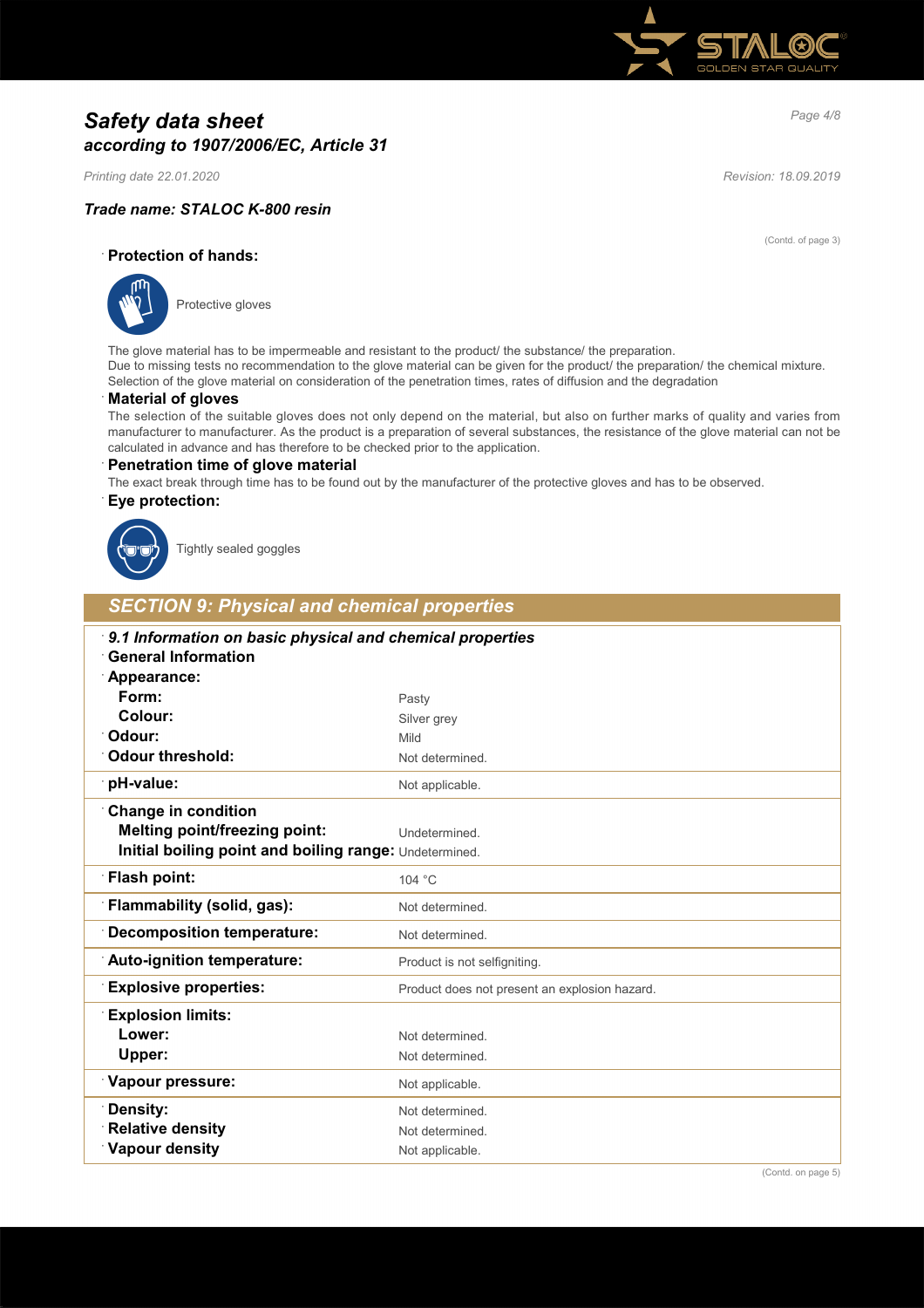# Safety data sheet
## according to 1907/2006/EC, Article 31

*Printing date 22.01.2020* *Revision: 18.09.2019*

### Trade name: STALOC K-800 resin

(Contd. of page 3)

**Protection of hands:**

Protective gloves

The glove material has to be impermeable and resistant to the product/ the substance/ the preparation.
Due to missing tests no recommendation to the glove material can be given for the product/ the preparation/ the chemical mixture.
Selection of the glove material on consideration of the penetration times, rates of diffusion and the degradation

**Material of gloves**

The selection of the suitable gloves does not only depend on the material, but also on further marks of quality and varies from manufacturer to manufacturer. As the product is a preparation of several substances, the resistance of the glove material can not be calculated in advance and has therefore to be checked prior to the application.

**Penetration time of glove material**

The exact break through time has to be found out by the manufacturer of the protective gloves and has to be observed.

**Eye protection:**

Tightly sealed goggles

## SECTION 9: Physical and chemical properties

| *9.1 Information on basic physical and chemical properties* | |
|---|---|
| **General Information** | |
| **Appearance:** | |
| **Form:** | Pasty |
| **Colour:** | Silver grey |
| **Odour:** | Mild |
| **Odour threshold:** | Not determined. |
| **pH-value:** | Not applicable. |
| **Change in condition** | |
| **Melting point/freezing point:** | Undetermined. |
| **Initial boiling point and boiling range:** | Undetermined. |
| **Flash point:** | 104 °C |
| **Flammability (solid, gas):** | Not determined. |
| **Decomposition temperature:** | Not determined. |
| **Auto-ignition temperature:** | Product is not selfigniting. |
| **Explosive properties:** | Product does not present an explosion hazard. |
| **Explosion limits:** | |
| **Lower:** | Not determined. |
| **Upper:** | Not determined. |
| **Vapour pressure:** | Not applicable. |
| **Density:** | Not determined. |
| **Relative density** | Not determined. |
| **Vapour density** | Not applicable. |

(Contd. on page 5)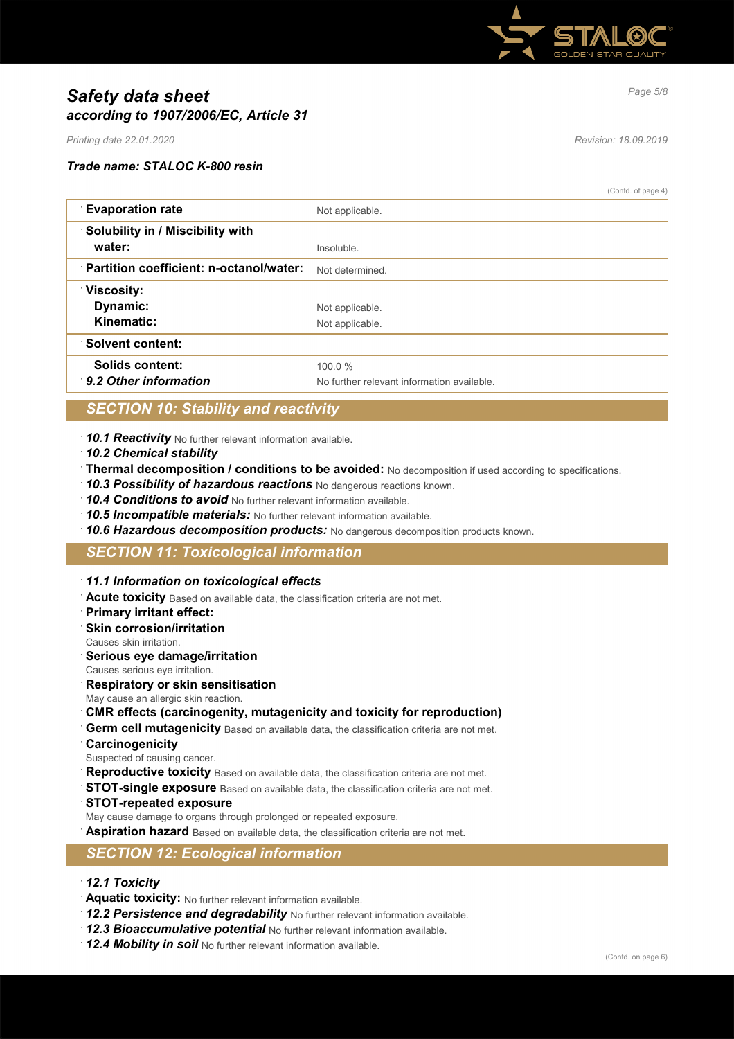(Contd. of page 4)

| Property | Value |
| --- | --- |
| **Evaporation rate** | Not applicable. |
| **Solubility in / Miscibility with water:** | Insoluble. |
| **Partition coefficient: n-octanol/water:** | Not determined. |
| **Viscosity:** | |
| **Dynamic:** | Not applicable. |
| **Kinematic:** | Not applicable. |
| **Solvent content:** | |
| **Solids content:** | 100.0 % |
| ***9.2 Other information*** | No further relevant information available. |

## *SECTION 10: Stability and reactivity*

- ***10.1 Reactivity*** No further relevant information available.
- ***10.2 Chemical stability***
- **Thermal decomposition / conditions to be avoided:** No decomposition if used according to specifications.
- ***10.3 Possibility of hazardous reactions*** No dangerous reactions known.
- ***10.4 Conditions to avoid*** No further relevant information available.
- ***10.5 Incompatible materials:*** No further relevant information available.
- ***10.6 Hazardous decomposition products:*** No dangerous decomposition products known.

## *SECTION 11: Toxicological information*

- ***11.1 Information on toxicological effects***
- **Acute toxicity** Based on available data, the classification criteria are not met.
- **Primary irritant effect:**
- **Skin corrosion/irritation**
  Causes skin irritation.
- **Serious eye damage/irritation**
  Causes serious eye irritation.
- **Respiratory or skin sensitisation**
  May cause an allergic skin reaction.
- **CMR effects (carcinogenity, mutagenicity and toxicity for reproduction)**
- **Germ cell mutagenicity** Based on available data, the classification criteria are not met.
- **Carcinogenicity**
  Suspected of causing cancer.
- **Reproductive toxicity** Based on available data, the classification criteria are not met.
- **STOT-single exposure** Based on available data, the classification criteria are not met.
- **STOT-repeated exposure**
  May cause damage to organs through prolonged or repeated exposure.
- **Aspiration hazard** Based on available data, the classification criteria are not met.

## *SECTION 12: Ecological information*

- ***12.1 Toxicity***
- **Aquatic toxicity:** No further relevant information available.
- ***12.2 Persistence and degradability*** No further relevant information available.
- ***12.3 Bioaccumulative potential*** No further relevant information available.
- ***12.4 Mobility in soil*** No further relevant information available.

(Contd. on page 6)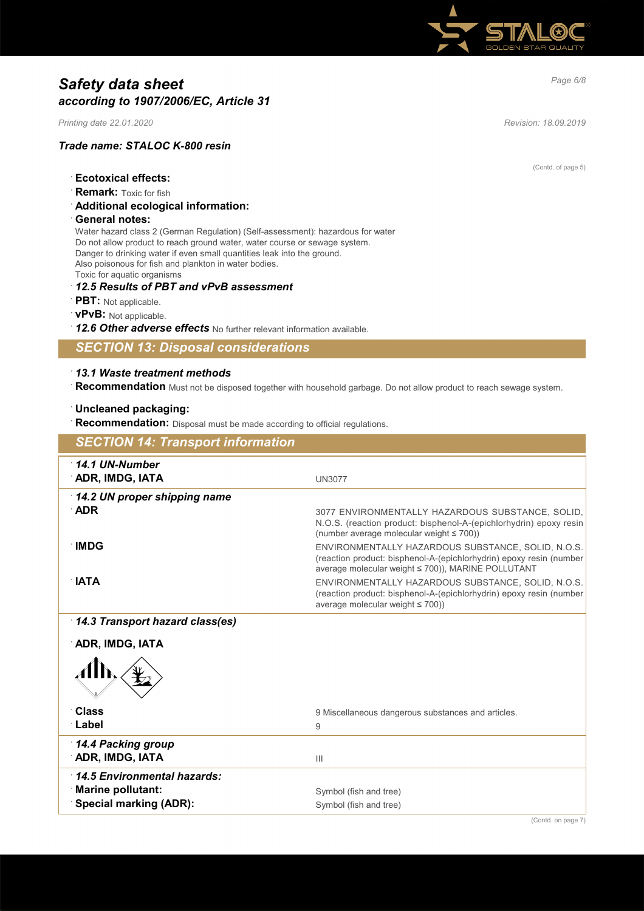(Contd. of page 5)

- **Ecotoxical effects:**
- **Remark:** Toxic for fish
- **Additional ecological information:**
- **General notes:**

Water hazard class 2 (German Regulation) (Self-assessment): hazardous for water
Do not allow product to reach ground water, water course or sewage system.
Danger to drinking water if even small quantities leak into the ground.
Also poisonous for fish and plankton in water bodies.
Toxic for aquatic organisms

- ***12.5 Results of PBT and vPvB assessment***
- **PBT:** Not applicable.
- **vPvB:** Not applicable.
- ***12.6 Other adverse effects*** No further relevant information available.

## *SECTION 13: Disposal considerations*

- ***13.1 Waste treatment methods***
- **Recommendation** Must not be disposed together with household garbage. Do not allow product to reach sewage system.

- **Uncleaned packaging:**
- **Recommendation:** Disposal must be made according to official regulations.

## *SECTION 14: Transport information*

| | |
|---|---|
| ***14.1 UN-Number*** | |
| **ADR, IMDG, IATA** | UN3077 |
| ***14.2 UN proper shipping name*** | |
| **ADR** | 3077 ENVIRONMENTALLY HAZARDOUS SUBSTANCE, SOLID, N.O.S. (reaction product: bisphenol-A-(epichlorhydrin) epoxy resin (number average molecular weight ≤ 700)) |
| **IMDG** | ENVIRONMENTALLY HAZARDOUS SUBSTANCE, SOLID, N.O.S. (reaction product: bisphenol-A-(epichlorhydrin) epoxy resin (number average molecular weight ≤ 700)), MARINE POLLUTANT |
| **IATA** | ENVIRONMENTALLY HAZARDOUS SUBSTANCE, SOLID, N.O.S. (reaction product: bisphenol-A-(epichlorhydrin) epoxy resin (number average molecular weight ≤ 700)) |
| ***14.3 Transport hazard class(es)*** | |
| **ADR, IMDG, IATA** | |
| **Class** | 9 Miscellaneous dangerous substances and articles. |
| **Label** | 9 |
| ***14.4 Packing group*** | |
| **ADR, IMDG, IATA** | III |
| ***14.5 Environmental hazards:*** | |
| **Marine pollutant:** | Symbol (fish and tree) |
| **Special marking (ADR):** | Symbol (fish and tree) |

(Contd. on page 7)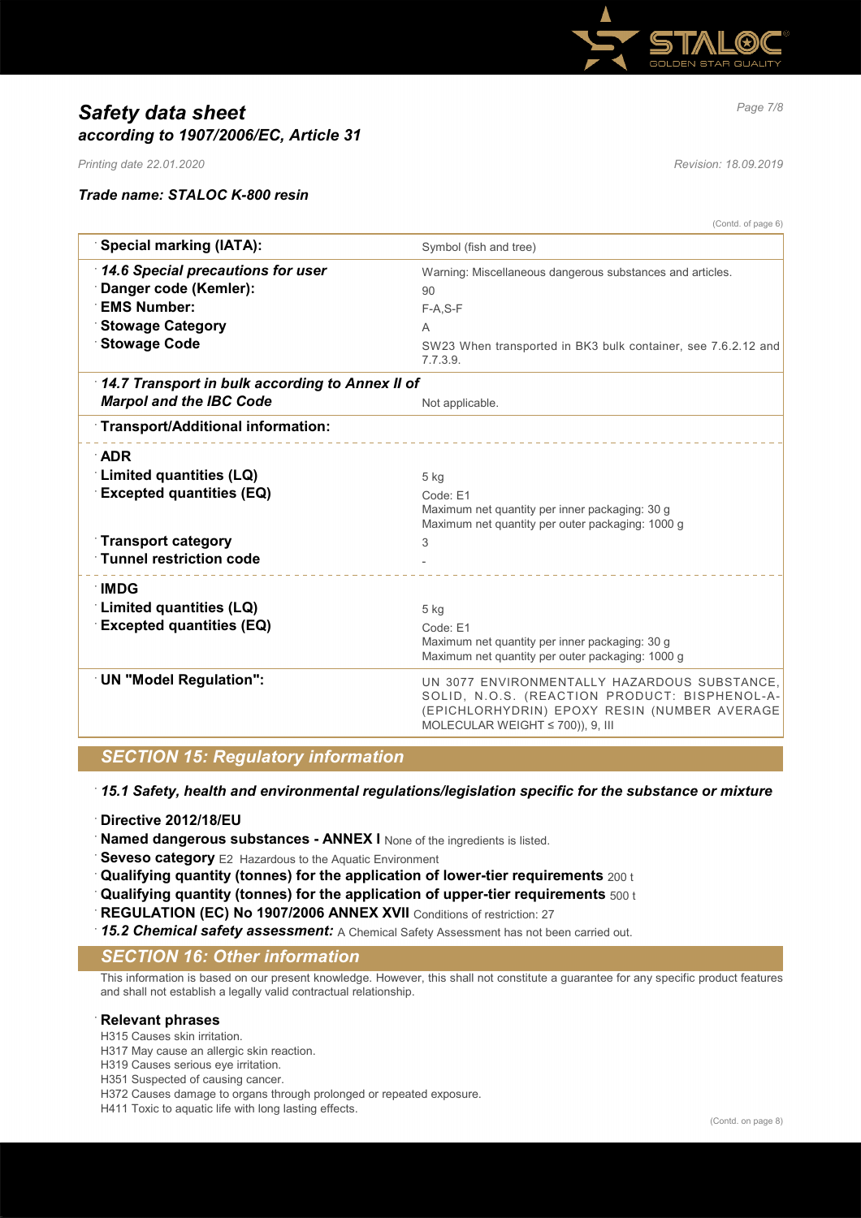(Contd. of page 6)

| | |
|---|---|
| **Special marking (IATA):** | Symbol (fish and tree) |
| ***14.6 Special precautions for user*** | Warning: Miscellaneous dangerous substances and articles. |
| **Danger code (Kemler):** | 90 |
| **EMS Number:** | F-A,S-F |
| **Stowage Category** | A |
| **Stowage Code** | SW23 When transported in BK3 bulk container, see 7.6.2.12 and 7.7.3.9. |
| ***14.7 Transport in bulk according to Annex II of Marpol and the IBC Code*** | Not applicable. |
| **Transport/Additional information:** | |
| **ADR** | |
| **Limited quantities (LQ)** | 5 kg |
| **Excepted quantities (EQ)** | Code: E1<br>Maximum net quantity per inner packaging: 30 g<br>Maximum net quantity per outer packaging: 1000 g |
| **Transport category** | 3 |
| **Tunnel restriction code** | - |
| **IMDG** | |
| **Limited quantities (LQ)** | 5 kg |
| **Excepted quantities (EQ)** | Code: E1<br>Maximum net quantity per inner packaging: 30 g<br>Maximum net quantity per outer packaging: 1000 g |
| **UN "Model Regulation":** | UN 3077 ENVIRONMENTALLY HAZARDOUS SUBSTANCE, SOLID, N.O.S. (REACTION PRODUCT: BISPHENOL-A-(EPICHLORHYDRIN) EPOXY RESIN (NUMBER AVERAGE MOLECULAR WEIGHT ≤ 700)), 9, III |

## SECTION 15: Regulatory information

***15.1 Safety, health and environmental regulations/legislation specific for the substance or mixture***

**Directive 2012/18/EU**

**Named dangerous substances - ANNEX I** None of the ingredients is listed.

**Seveso category** E2 Hazardous to the Aquatic Environment

**Qualifying quantity (tonnes) for the application of lower-tier requirements** 200 t

**Qualifying quantity (tonnes) for the application of upper-tier requirements** 500 t

**REGULATION (EC) No 1907/2006 ANNEX XVII** Conditions of restriction: 27

***15.2 Chemical safety assessment:*** A Chemical Safety Assessment has not been carried out.

## SECTION 16: Other information

This information is based on our present knowledge. However, this shall not constitute a guarantee for any specific product features and shall not establish a legally valid contractual relationship.

**Relevant phrases**

H315 Causes skin irritation.
H317 May cause an allergic skin reaction.
H319 Causes serious eye irritation.
H351 Suspected of causing cancer.
H372 Causes damage to organs through prolonged or repeated exposure.
H411 Toxic to aquatic life with long lasting effects.

(Contd. on page 8)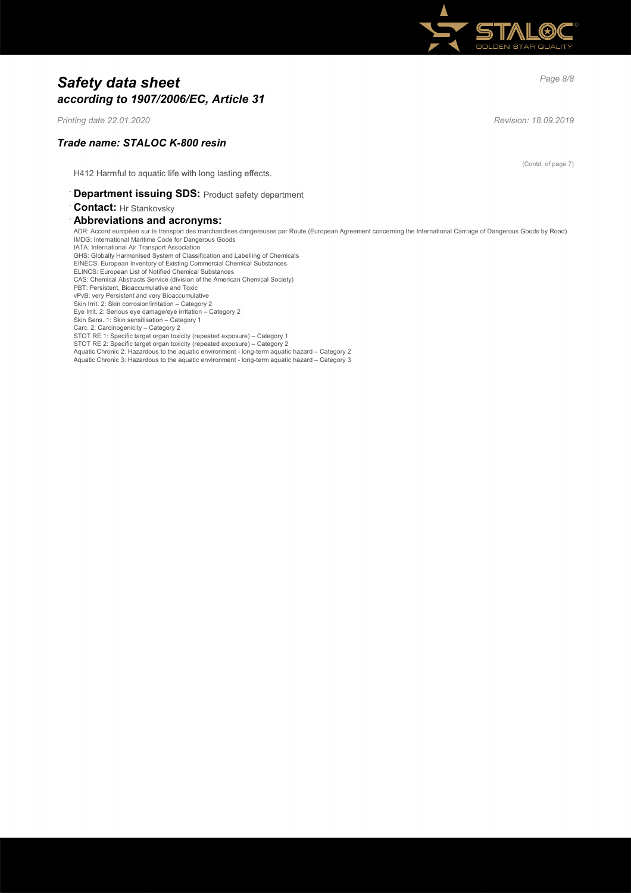(Contd. of page 7)

H412 Harmful to aquatic life with long lasting effects.

· **Department issuing SDS:** Product safety department

· **Contact:** Hr Stankovsky

· **Abbreviations and acronyms:**

ADR: Accord européen sur le transport des marchandises dangereuses par Route (European Agreement concerning the International Carriage of Dangerous Goods by Road)
IMDG: International Maritime Code for Dangerous Goods
IATA: International Air Transport Association
GHS: Globally Harmonised System of Classification and Labelling of Chemicals
EINECS: European Inventory of Existing Commercial Chemical Substances
ELINCS: European List of Notified Chemical Substances
CAS: Chemical Abstracts Service (division of the American Chemical Society)
PBT: Persistent, Bioaccumulative and Toxic
vPvB: very Persistent and very Bioaccumulative
Skin Irrit. 2: Skin corrosion/irritation – Category 2
Eye Irrit. 2: Serious eye damage/eye irritation – Category 2
Skin Sens. 1: Skin sensitisation – Category 1
Carc. 2: Carcinogenicity – Category 2
STOT RE 1: Specific target organ toxicity (repeated exposure) – Category 1
STOT RE 2: Specific target organ toxicity (repeated exposure) – Category 2
Aquatic Chronic 2: Hazardous to the aquatic environment - long-term aquatic hazard – Category 2
Aquatic Chronic 3: Hazardous to the aquatic environment - long-term aquatic hazard – Category 3